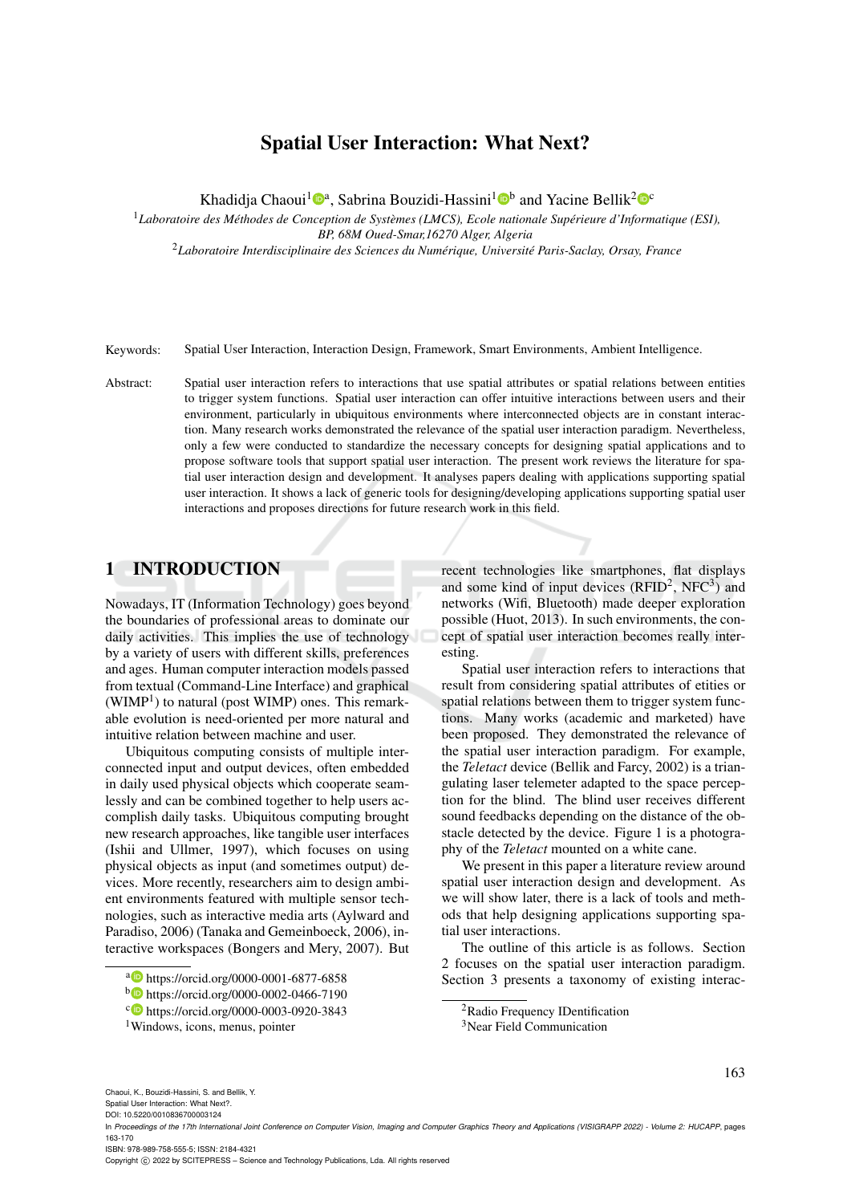# Spatial User Interaction: What Next?

Khadidja Chaoui[1][a], Sabrina Bouzidi-Hassini[1][b] and Yacine Bellik[2][c]

[1]*Laboratoire des Méthodes de Conception de Systèmes (LMCS), Ecole nationale Supérieure d'Informatique (ESI), BP, 68M Oued-Smar,16270 Alger, Algeria*

[2]*Laboratoire Interdisciplinaire des Sciences du Numérique, Université Paris-Saclay, Orsay, France*

Keywords: Spatial User Interaction, Interaction Design, Framework, Smart Environments, Ambient Intelligence.

Abstract: Spatial user interaction refers to interactions that use spatial attributes or spatial relations between entities to trigger system functions. Spatial user interaction can offer intuitive interactions between users and their environment, particularly in ubiquitous environments where interconnected objects are in constant interaction. Many research works demonstrated the relevance of the spatial user interaction paradigm. Nevertheless, only a few were conducted to standardize the necessary concepts for designing spatial applications and to propose software tools that support spatial user interaction. The present work reviews the literature for spatial user interaction design and development. It analyses papers dealing with applications supporting spatial user interaction. It shows a lack of generic tools for designing/developing applications supporting spatial user interactions and proposes directions for future research work in this field.

## 1 INTRODUCTION

Nowadays, IT (Information Technology) goes beyond the boundaries of professional areas to dominate our daily activities. This implies the use of technology by a variety of users with different skills, preferences and ages. Human computer interaction models passed from textual (Command-Line Interface) and graphical (WIMP[1]) to natural (post WIMP) ones. This remarkable evolution is need-oriented per more natural and intuitive relation between machine and user.

Ubiquitous computing consists of multiple interconnected input and output devices, often embedded in daily used physical objects which cooperate seamlessly and can be combined together to help users accomplish daily tasks. Ubiquitous computing brought new research approaches, like tangible user interfaces (Ishii and Ullmer, 1997), which focuses on using physical objects as input (and sometimes output) devices. More recently, researchers aim to design ambient environments featured with multiple sensor technologies, such as interactive media arts (Aylward and Paradiso, 2006) (Tanaka and Gemeinboeck, 2006), interactive workspaces (Bongers and Mery, 2007). But recent technologies like smartphones, flat displays and some kind of input devices (RFID[2], NFC[3]) and networks (Wifi, Bluetooth) made deeper exploration possible (Huot, 2013). In such environments, the concept of spatial user interaction becomes really interesting.

Spatial user interaction refers to interactions that result from considering spatial attributes of etities or spatial relations between them to trigger system functions. Many works (academic and marketed) have been proposed. They demonstrated the relevance of the spatial user interaction paradigm. For example, the *Teletact* device (Bellik and Farcy, 2002) is a triangulating laser telemeter adapted to the space perception for the blind. The blind user receives different sound feedbacks depending on the distance of the obstacle detected by the device. Figure 1 is a photography of the *Teletact* mounted on a white cane.

We present in this paper a literature review around spatial user interaction design and development. As we will show later, there is a lack of tools and methods that help designing applications supporting spatial user interactions.

The outline of this article is as follows. Section 2 focuses on the spatial user interaction paradigm. Section 3 presents a taxonomy of existing interac-

[a] https://orcid.org/0000-0001-6877-6858

[b] https://orcid.org/0000-0002-0466-7190

[c] https://orcid.org/0000-0003-0920-3843

[1] Windows, icons, menus, pointer

[2] Radio Frequency IDentification

[3] Near Field Communication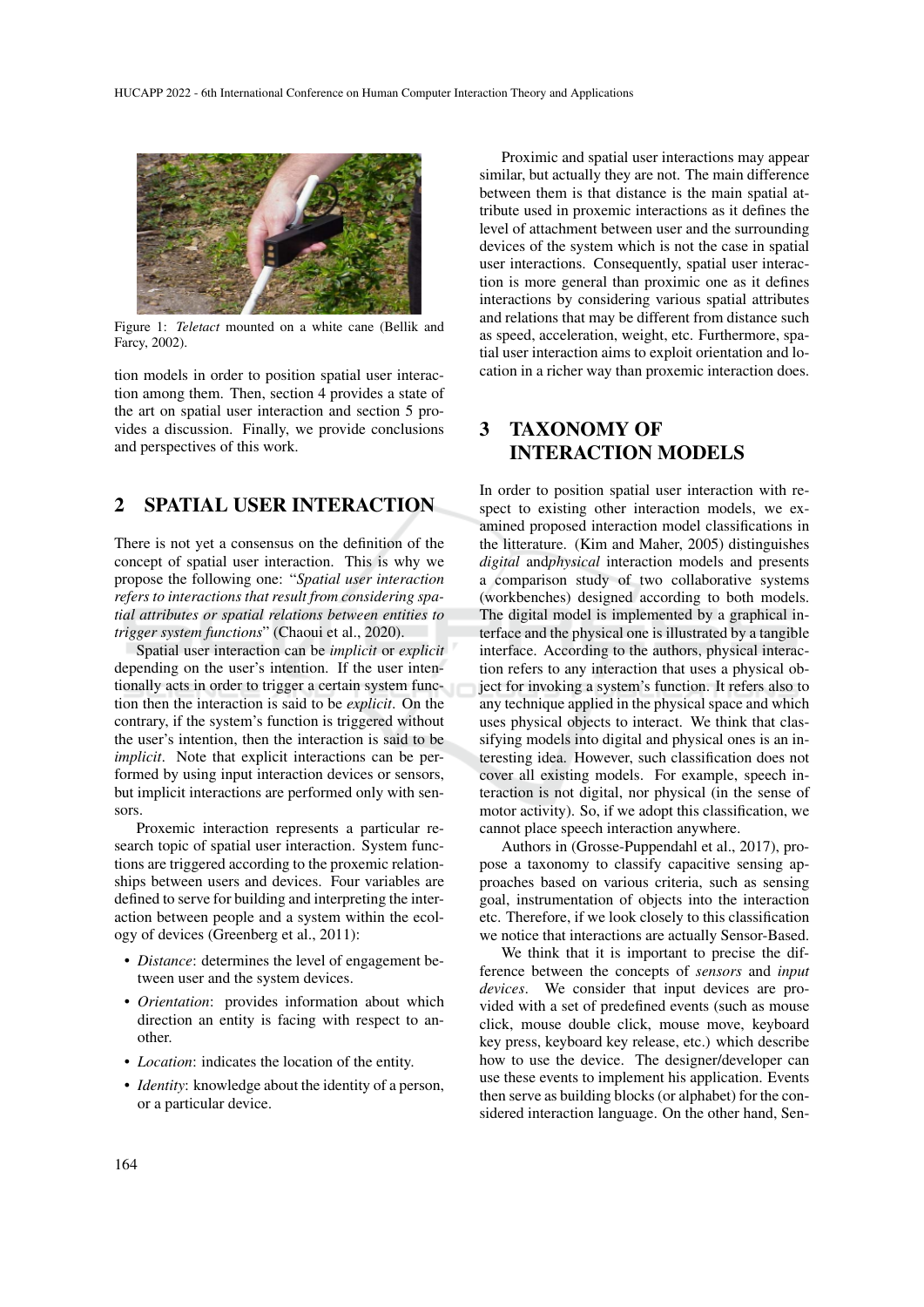Figure 1: *Teletact* mounted on a white cane (Bellik and Farcy, 2002).

tion models in order to position spatial user interaction among them. Then, section 4 provides a state of the art on spatial user interaction and section 5 provides a discussion. Finally, we provide conclusions and perspectives of this work.

## 2 SPATIAL USER INTERACTION

There is not yet a consensus on the definition of the concept of spatial user interaction. This is why we propose the following one: "*Spatial user interaction refers to interactions that result from considering spatial attributes or spatial relations between entities to trigger system functions*" (Chaoui et al., 2020).

Spatial user interaction can be *implicit* or *explicit* depending on the user's intention. If the user intentionally acts in order to trigger a certain system function then the interaction is said to be *explicit*. On the contrary, if the system's function is triggered without the user's intention, then the interaction is said to be *implicit*. Note that explicit interactions can be performed by using input interaction devices or sensors, but implicit interactions are performed only with sensors.

Proxemic interaction represents a particular research topic of spatial user interaction. System functions are triggered according to the proxemic relationships between users and devices. Four variables are defined to serve for building and interpreting the interaction between people and a system within the ecology of devices (Greenberg et al., 2011):

- *Distance*: determines the level of engagement between user and the system devices.
- *Orientation*: provides information about which direction an entity is facing with respect to another.
- *Location*: indicates the location of the entity.
- *Identity*: knowledge about the identity of a person, or a particular device.

Proximic and spatial user interactions may appear similar, but actually they are not. The main difference between them is that distance is the main spatial attribute used in proxemic interactions as it defines the level of attachment between user and the surrounding devices of the system which is not the case in spatial user interactions. Consequently, spatial user interaction is more general than proximic one as it defines interactions by considering various spatial attributes and relations that may be different from distance such as speed, acceleration, weight, etc. Furthermore, spatial user interaction aims to exploit orientation and location in a richer way than proxemic interaction does.

## 3 TAXONOMY OF INTERACTION MODELS

In order to position spatial user interaction with respect to existing other interaction models, we examined proposed interaction model classifications in the litterature. (Kim and Maher, 2005) distinguishes *digital* and*physical* interaction models and presents a comparison study of two collaborative systems (workbenches) designed according to both models. The digital model is implemented by a graphical interface and the physical one is illustrated by a tangible interface. According to the authors, physical interaction refers to any interaction that uses a physical object for invoking a system's function. It refers also to any technique applied in the physical space and which uses physical objects to interact. We think that classifying models into digital and physical ones is an interesting idea. However, such classification does not cover all existing models. For example, speech interaction is not digital, nor physical (in the sense of motor activity). So, if we adopt this classification, we cannot place speech interaction anywhere.

Authors in (Grosse-Puppendahl et al., 2017), propose a taxonomy to classify capacitive sensing approaches based on various criteria, such as sensing goal, instrumentation of objects into the interaction etc. Therefore, if we look closely to this classification we notice that interactions are actually Sensor-Based.

We think that it is important to precise the difference between the concepts of *sensors* and *input devices*. We consider that input devices are provided with a set of predefined events (such as mouse click, mouse double click, mouse move, keyboard key press, keyboard key release, etc.) which describe how to use the device. The designer/developer can use these events to implement his application. Events then serve as building blocks (or alphabet) for the considered interaction language. On the other hand, Sen-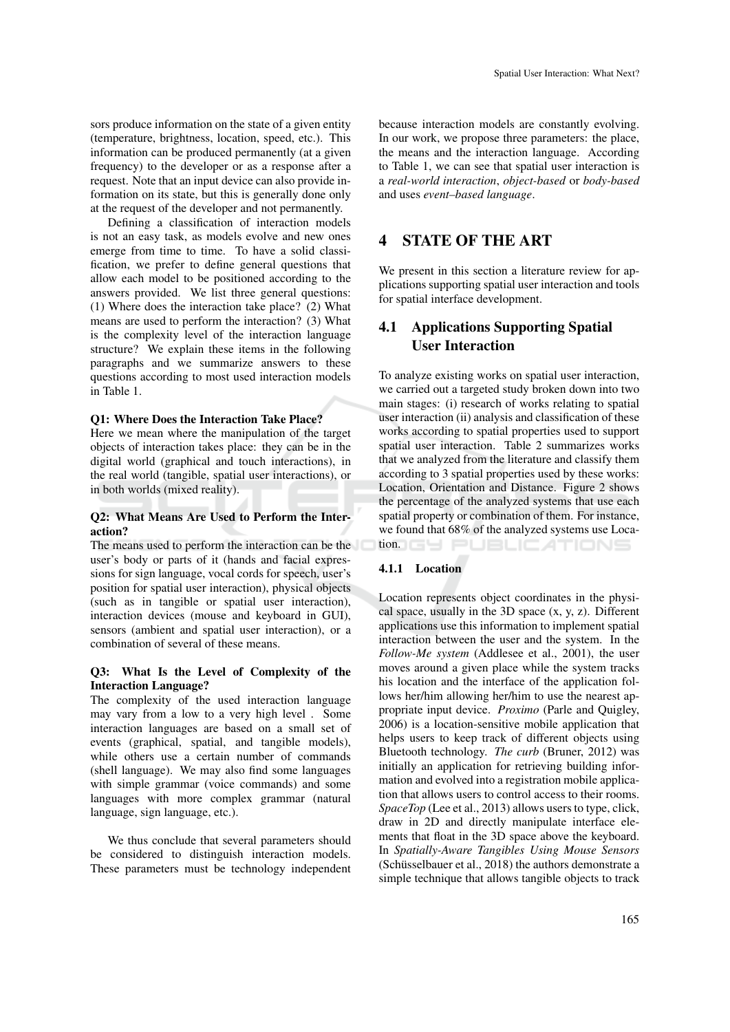sors produce information on the state of a given entity (temperature, brightness, location, speed, etc.). This information can be produced permanently (at a given frequency) to the developer or as a response after a request. Note that an input device can also provide information on its state, but this is generally done only at the request of the developer and not permanently.

Defining a classification of interaction models is not an easy task, as models evolve and new ones emerge from time to time. To have a solid classification, we prefer to define general questions that allow each model to be positioned according to the answers provided. We list three general questions: (1) Where does the interaction take place? (2) What means are used to perform the interaction? (3) What is the complexity level of the interaction language structure? We explain these items in the following paragraphs and we summarize answers to these questions according to most used interaction models in Table 1.

**Q1: Where Does the Interaction Take Place?**
Here we mean where the manipulation of the target objects of interaction takes place: they can be in the digital world (graphical and touch interactions), in the real world (tangible, spatial user interactions), or in both worlds (mixed reality).

**Q2: What Means Are Used to Perform the Interaction?**
The means used to perform the interaction can be the user's body or parts of it (hands and facial expressions for sign language, vocal cords for speech, user's position for spatial user interaction), physical objects (such as in tangible or spatial user interaction), interaction devices (mouse and keyboard in GUI), sensors (ambient and spatial user interaction), or a combination of several of these means.

**Q3: What Is the Level of Complexity of the Interaction Language?**
The complexity of the used interaction language may vary from a low to a very high level . Some interaction languages are based on a small set of events (graphical, spatial, and tangible models), while others use a certain number of commands (shell language). We may also find some languages with simple grammar (voice commands) and some languages with more complex grammar (natural language, sign language, etc.).

We thus conclude that several parameters should be considered to distinguish interaction models. These parameters must be technology independent because interaction models are constantly evolving. In our work, we propose three parameters: the place, the means and the interaction language. According to Table 1, we can see that spatial user interaction is a *real-world interaction*, *object-based* or *body-based* and uses *event–based language*.

# 4 STATE OF THE ART

We present in this section a literature review for applications supporting spatial user interaction and tools for spatial interface development.

## 4.1 Applications Supporting Spatial User Interaction

To analyze existing works on spatial user interaction, we carried out a targeted study broken down into two main stages: (i) research of works relating to spatial user interaction (ii) analysis and classification of these works according to spatial properties used to support spatial user interaction. Table 2 summarizes works that we analyzed from the literature and classify them according to 3 spatial properties used by these works: Location, Orientation and Distance. Figure 2 shows the percentage of the analyzed systems that use each spatial property or combination of them. For instance, we found that 68% of the analyzed systems use Location.

### 4.1.1 Location

Location represents object coordinates in the physical space, usually in the 3D space (x, y, z). Different applications use this information to implement spatial interaction between the user and the system. In the *Follow-Me system* (Addlesee et al., 2001), the user moves around a given place while the system tracks his location and the interface of the application follows her/him allowing her/him to use the nearest appropriate input device. *Proximo* (Parle and Quigley, 2006) is a location-sensitive mobile application that helps users to keep track of different objects using Bluetooth technology. *The curb* (Bruner, 2012) was initially an application for retrieving building information and evolved into a registration mobile application that allows users to control access to their rooms. *SpaceTop* (Lee et al., 2013) allows users to type, click, draw in 2D and directly manipulate interface elements that float in the 3D space above the keyboard. In *Spatially-Aware Tangibles Using Mouse Sensors* (Schüsselbauer et al., 2018) the authors demonstrate a simple technique that allows tangible objects to track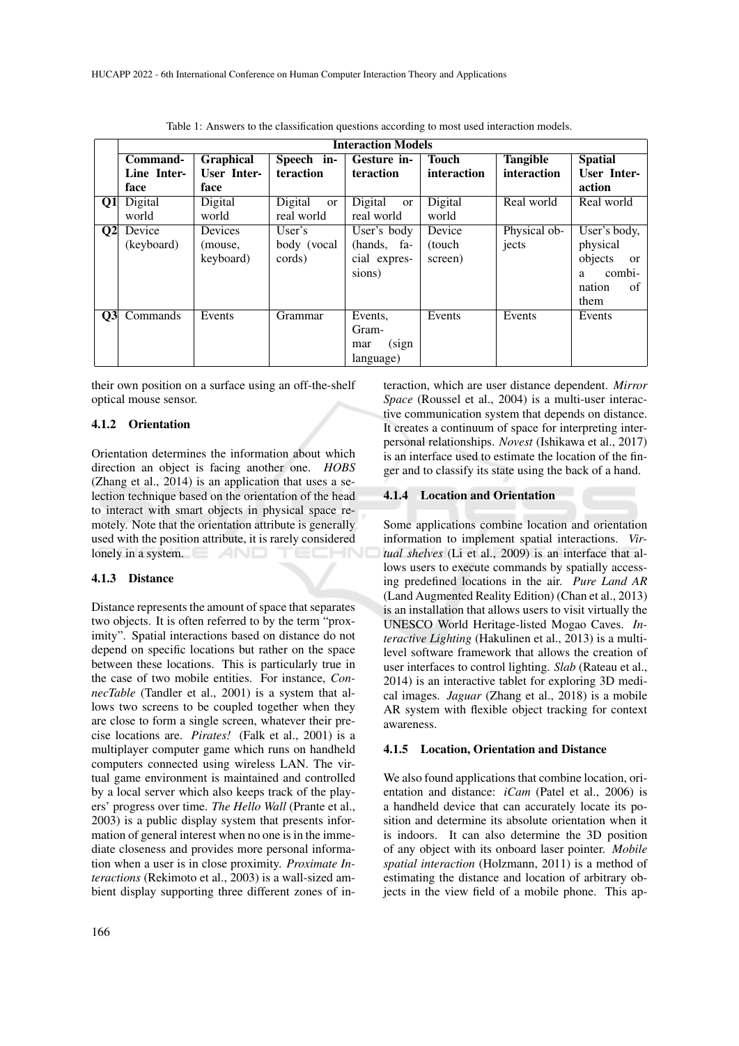Table 1: Answers to the classification questions according to most used interaction models.

| | Interaction Models | | | | | | |
|---|---|---|---|---|---|---|---|
| | **Command-Line Interface** | **Graphical User Interface** | **Speech interaction** | **Gesture interaction** | **Touch interaction** | **Tangible interaction** | **Spatial User Interaction** |
| **Q1** | Digital world | Digital world | Digital or real world | Digital or real world | Digital world | Real world | Real world |
| **Q2** | Device (keyboard) | Devices (mouse, keyboard) | User's body (vocal cords) | User's body (hands, facial expressions) | Device (touch screen) | Physical objects | User's body, physical objects or a combination of them |
| **Q3** | Commands | Events | Grammar | Events, Grammar (sign language) | Events | Events | Events |

their own position on a surface using an off-the-shelf optical mouse sensor.

#### 4.1.2 Orientation

Orientation determines the information about which direction an object is facing another one. *HOBS* (Zhang et al., 2014) is an application that uses a selection technique based on the orientation of the head to interact with smart objects in physical space remotely. Note that the orientation attribute is generally used with the position attribute, it is rarely considered lonely in a system.

#### 4.1.3 Distance

Distance represents the amount of space that separates two objects. It is often referred to by the term "proximity". Spatial interactions based on distance do not depend on specific locations but rather on the space between these locations. This is particularly true in the case of two mobile entities. For instance, *ConnecTable* (Tandler et al., 2001) is a system that allows two screens to be coupled together when they are close to form a single screen, whatever their precise locations are. *Pirates!* (Falk et al., 2001) is a multiplayer computer game which runs on handheld computers connected using wireless LAN. The virtual game environment is maintained and controlled by a local server which also keeps track of the players' progress over time. *The Hello Wall* (Prante et al., 2003) is a public display system that presents information of general interest when no one is in the immediate closeness and provides more personal information when a user is in close proximity. *Proximate Interactions* (Rekimoto et al., 2003) is a wall-sized ambient display supporting three different zones of interaction, which are user distance dependent. *Mirror Space* (Roussel et al., 2004) is a multi-user interactive communication system that depends on distance. It creates a continuum of space for interpreting interpersonal relationships. *Novest* (Ishikawa et al., 2017) is an interface used to estimate the location of the finger and to classify its state using the back of a hand.

#### 4.1.4 Location and Orientation

Some applications combine location and orientation information to implement spatial interactions. *Virtual shelves* (Li et al., 2009) is an interface that allows users to execute commands by spatially accessing predefined locations in the air. *Pure Land AR* (Land Augmented Reality Edition) (Chan et al., 2013) is an installation that allows users to visit virtually the UNESCO World Heritage-listed Mogao Caves. *Interactive Lighting* (Hakulinen et al., 2013) is a multi-level software framework that allows the creation of user interfaces to control lighting. *Slab* (Rateau et al., 2014) is an interactive tablet for exploring 3D medical images. *Jaguar* (Zhang et al., 2018) is a mobile AR system with flexible object tracking for context awareness.

#### 4.1.5 Location, Orientation and Distance

We also found applications that combine location, orientation and distance: *iCam* (Patel et al., 2006) is a handheld device that can accurately locate its position and determine its absolute orientation when it is indoors. It can also determine the 3D position of any object with its onboard laser pointer. *Mobile spatial interaction* (Holzmann, 2011) is a method of estimating the distance and location of arbitrary objects in the view field of a mobile phone. This ap-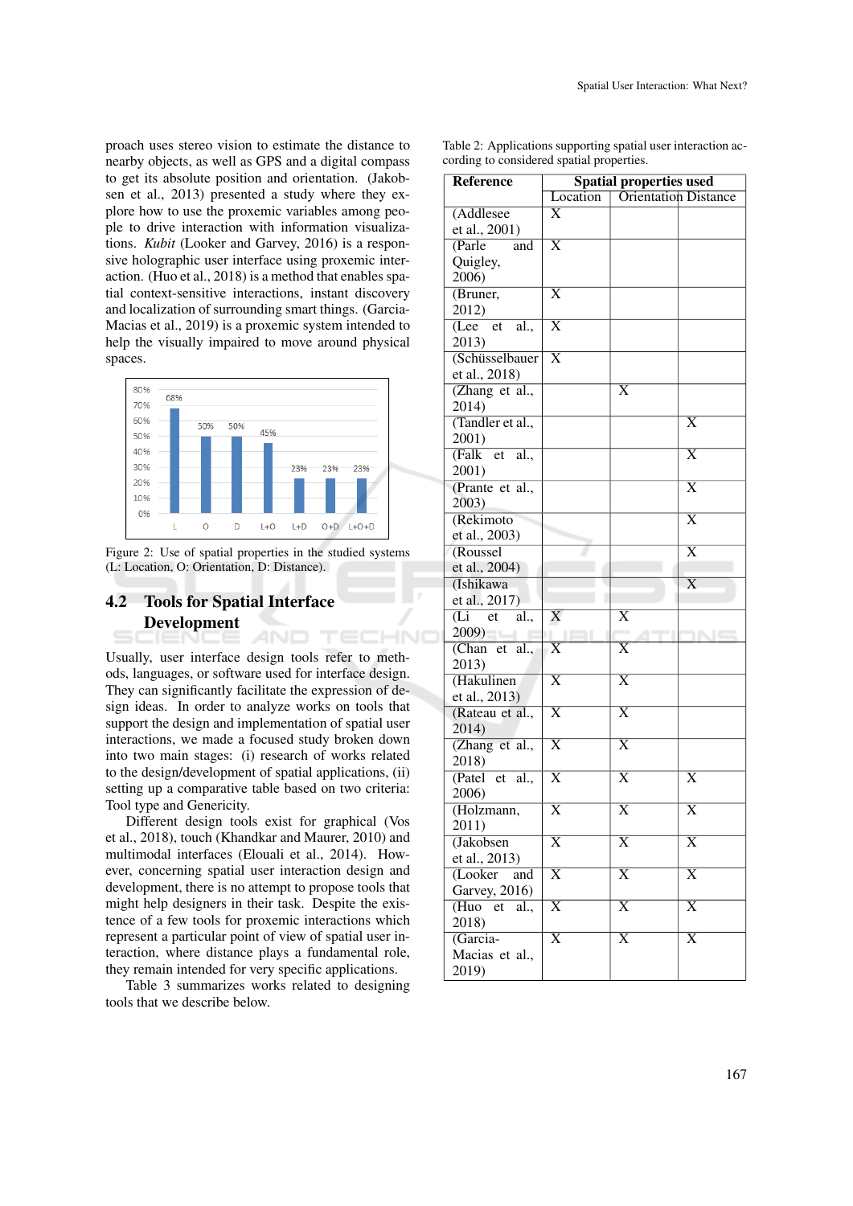proach uses stereo vision to estimate the distance to nearby objects, as well as GPS and a digital compass to get its absolute position and orientation. (Jakobsen et al., 2013) presented a study where they explore how to use the proxemic variables among people to drive interaction with information visualizations. *Kubit* (Looker and Garvey, 2016) is a responsive holographic user interface using proxemic interaction. (Huo et al., 2018) is a method that enables spatial context-sensitive interactions, instant discovery and localization of surrounding smart things. (Garcia-Macias et al., 2019) is a proxemic system intended to help the visually impaired to move around physical spaces.

Figure 2: Use of spatial properties in the studied systems (L: Location, O: Orientation, D: Distance).

## 4.2 Tools for Spatial Interface Development

Usually, user interface design tools refer to methods, languages, or software used for interface design. They can significantly facilitate the expression of design ideas. In order to analyze works on tools that support the design and implementation of spatial user interactions, we made a focused study broken down into two main stages: (i) research of works related to the design/development of spatial applications, (ii) setting up a comparative table based on two criteria: Tool type and Genericity.

Different design tools exist for graphical (Vos et al., 2018), touch (Khandkar and Maurer, 2010) and multimodal interfaces (Elouali et al., 2014). However, concerning spatial user interaction design and development, there is no attempt to propose tools that might help designers in their task. Despite the existence of a few tools for proxemic interactions which represent a particular point of view of spatial user interaction, where distance plays a fundamental role, they remain intended for very specific applications.

Table 3 summarizes works related to designing tools that we describe below.

Table 2: Applications supporting spatial user interaction according to considered spatial properties.

| Reference | Spatial properties used | | |
|---|---|---|---|
| | Location | Orientation | Distance |
| (Addlesee et al., 2001) | X | | |
| (Parle and Quigley, 2006) | X | | |
| (Bruner, 2012) | X | | |
| (Lee et al., 2013) | X | | |
| (Schüsselbauer et al., 2018) | X | | |
| (Zhang et al., 2014) | | X | |
| (Tandler et al., 2001) | | | X |
| (Falk et al., 2001) | | | X |
| (Prante et al., 2003) | | | X |
| (Rekimoto et al., 2003) | | | X |
| (Roussel et al., 2004) | | | X |
| (Ishikawa et al., 2017) | | | X |
| (Li et al., 2009) | X | X | |
| (Chan et al., 2013) | X | X | |
| (Hakulinen et al., 2013) | X | X | |
| (Rateau et al., 2014) | X | X | |
| (Zhang et al., 2018) | X | X | |
| (Patel et al., 2006) | X | X | X |
| (Holzmann, 2011) | X | X | X |
| (Jakobsen et al., 2013) | X | X | X |
| (Looker and Garvey, 2016) | X | X | X |
| (Huo et al., 2018) | X | X | X |
| (Garcia-Macias et al., 2019) | X | X | X |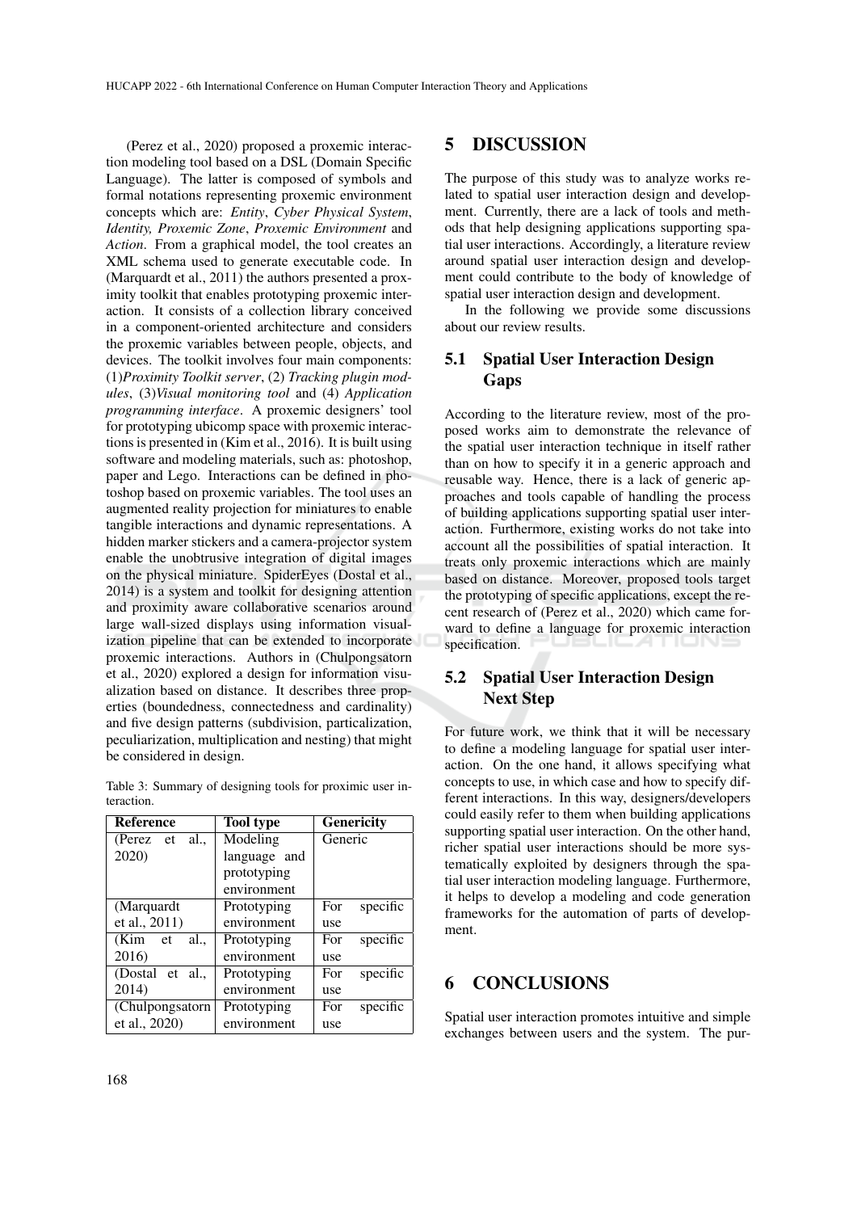(Perez et al., 2020) proposed a proxemic interaction modeling tool based on a DSL (Domain Specific Language). The latter is composed of symbols and formal notations representing proxemic environment concepts which are: *Entity*, *Cyber Physical System*, *Identity, Proxemic Zone*, *Proxemic Environment* and *Action*. From a graphical model, the tool creates an XML schema used to generate executable code. In (Marquardt et al., 2011) the authors presented a proximity toolkit that enables prototyping proxemic interaction. It consists of a collection library conceived in a component-oriented architecture and considers the proxemic variables between people, objects, and devices. The toolkit involves four main components: (1)*Proximity Toolkit server*, (2) *Tracking plugin modules*, (3)*Visual monitoring tool* and (4) *Application programming interface*. A proxemic designers' tool for prototyping ubicomp space with proxemic interactions is presented in (Kim et al., 2016). It is built using software and modeling materials, such as: photoshop, paper and Lego. Interactions can be defined in photoshop based on proxemic variables. The tool uses an augmented reality projection for miniatures to enable tangible interactions and dynamic representations. A hidden marker stickers and a camera-projector system enable the unobtrusive integration of digital images on the physical miniature. SpiderEyes (Dostal et al., 2014) is a system and toolkit for designing attention and proximity aware collaborative scenarios around large wall-sized displays using information visualization pipeline that can be extended to incorporate proxemic interactions. Authors in (Chulpongsatorn et al., 2020) explored a design for information visualization based on distance. It describes three properties (boundedness, connectedness and cardinality) and five design patterns (subdivision, particalization, peculiarization, multiplication and nesting) that might be considered in design.

Table 3: Summary of designing tools for proximic user interaction.

| Reference | Tool type | Genericity |
|---|---|---|
| (Perez et al., 2020) | Modeling language and prototyping environment | Generic |
| (Marquardt et al., 2011) | Prototyping environment | For specific use |
| (Kim et al., 2016) | Prototyping environment | For specific use |
| (Dostal et al., 2014) | Prototyping environment | For specific use |
| (Chulpongsatorn et al., 2020) | Prototyping environment | For specific use |

# 5 DISCUSSION

The purpose of this study was to analyze works related to spatial user interaction design and development. Currently, there are a lack of tools and methods that help designing applications supporting spatial user interactions. Accordingly, a literature review around spatial user interaction design and development could contribute to the body of knowledge of spatial user interaction design and development.

In the following we provide some discussions about our review results.

## 5.1 Spatial User Interaction Design Gaps

According to the literature review, most of the proposed works aim to demonstrate the relevance of the spatial user interaction technique in itself rather than on how to specify it in a generic approach and reusable way. Hence, there is a lack of generic approaches and tools capable of handling the process of building applications supporting spatial user interaction. Furthermore, existing works do not take into account all the possibilities of spatial interaction. It treats only proxemic interactions which are mainly based on distance. Moreover, proposed tools target the prototyping of specific applications, except the recent research of (Perez et al., 2020) which came forward to define a language for proxemic interaction specification.

## 5.2 Spatial User Interaction Design Next Step

For future work, we think that it will be necessary to define a modeling language for spatial user interaction. On the one hand, it allows specifying what concepts to use, in which case and how to specify different interactions. In this way, designers/developers could easily refer to them when building applications supporting spatial user interaction. On the other hand, richer spatial user interactions should be more systematically exploited by designers through the spatial user interaction modeling language. Furthermore, it helps to develop a modeling and code generation frameworks for the automation of parts of development.

# 6 CONCLUSIONS

Spatial user interaction promotes intuitive and simple exchanges between users and the system. The pur-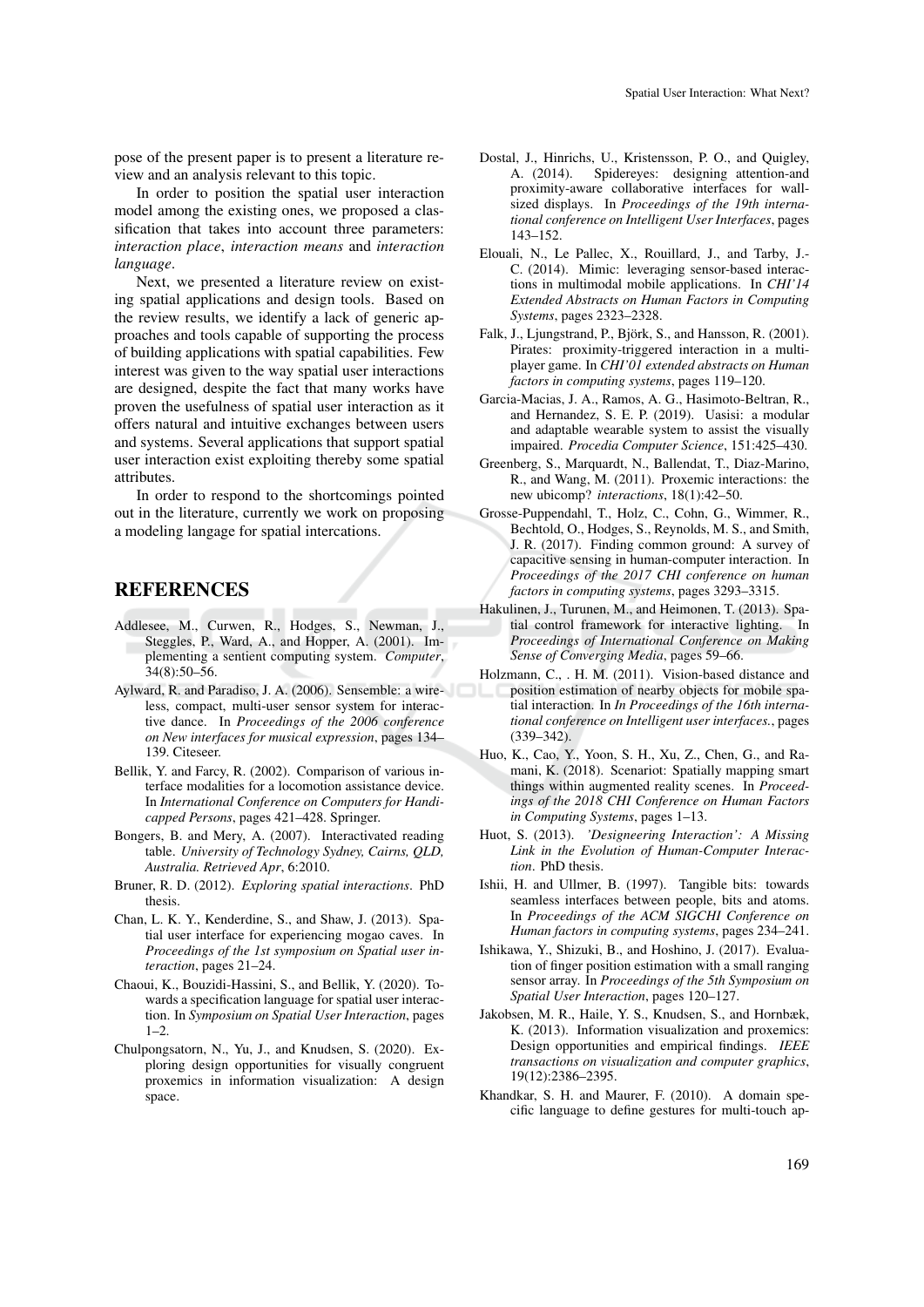pose of the present paper is to present a literature review and an analysis relevant to this topic.

In order to position the spatial user interaction model among the existing ones, we proposed a classification that takes into account three parameters: *interaction place*, *interaction means* and *interaction language*.

Next, we presented a literature review on existing spatial applications and design tools. Based on the review results, we identify a lack of generic approaches and tools capable of supporting the process of building applications with spatial capabilities. Few interest was given to the way spatial user interactions are designed, despite the fact that many works have proven the usefulness of spatial user interaction as it offers natural and intuitive exchanges between users and systems. Several applications that support spatial user interaction exist exploiting thereby some spatial attributes.

In order to respond to the shortcomings pointed out in the literature, currently we work on proposing a modeling langage for spatial intercations.

## REFERENCES

Addlesee, M., Curwen, R., Hodges, S., Newman, J., Steggles, P., Ward, A., and Hopper, A. (2001). Implementing a sentient computing system. *Computer*, 34(8):50–56.

Aylward, R. and Paradiso, J. A. (2006). Sensemble: a wireless, compact, multi-user sensor system for interactive dance. In *Proceedings of the 2006 conference on New interfaces for musical expression*, pages 134–139. Citeseer.

Bellik, Y. and Farcy, R. (2002). Comparison of various interface modalities for a locomotion assistance device. In *International Conference on Computers for Handicapped Persons*, pages 421–428. Springer.

Bongers, B. and Mery, A. (2007). Interactivated reading table. *University of Technology Sydney, Cairns, QLD, Australia. Retrieved Apr*, 6:2010.

Bruner, R. D. (2012). *Exploring spatial interactions*. PhD thesis.

Chan, L. K. Y., Kenderdine, S., and Shaw, J. (2013). Spatial user interface for experiencing mogao caves. In *Proceedings of the 1st symposium on Spatial user interaction*, pages 21–24.

Chaoui, K., Bouzidi-Hassini, S., and Bellik, Y. (2020). Towards a specification language for spatial user interaction. In *Symposium on Spatial User Interaction*, pages 1–2.

Chulpongsatorn, N., Yu, J., and Knudsen, S. (2020). Exploring design opportunities for visually congruent proxemics in information visualization: A design space.

Dostal, J., Hinrichs, U., Kristensson, P. O., and Quigley, A. (2014). Spidereyes: designing attention-and proximity-aware collaborative interfaces for wall-sized displays. In *Proceedings of the 19th international conference on Intelligent User Interfaces*, pages 143–152.

Elouali, N., Le Pallec, X., Rouillard, J., and Tarby, J.-C. (2014). Mimic: leveraging sensor-based interactions in multimodal mobile applications. In *CHI'14 Extended Abstracts on Human Factors in Computing Systems*, pages 2323–2328.

Falk, J., Ljungstrand, P., Björk, S., and Hansson, R. (2001). Pirates: proximity-triggered interaction in a multi-player game. In *CHI'01 extended abstracts on Human factors in computing systems*, pages 119–120.

Garcia-Macias, J. A., Ramos, A. G., Hasimoto-Beltran, R., and Hernandez, S. E. P. (2019). Uasisi: a modular and adaptable wearable system to assist the visually impaired. *Procedia Computer Science*, 151:425–430.

Greenberg, S., Marquardt, N., Ballendat, T., Diaz-Marino, R., and Wang, M. (2011). Proxemic interactions: the new ubicomp? *interactions*, 18(1):42–50.

Grosse-Puppendahl, T., Holz, C., Cohn, G., Wimmer, R., Bechtold, O., Hodges, S., Reynolds, M. S., and Smith, J. R. (2017). Finding common ground: A survey of capacitive sensing in human-computer interaction. In *Proceedings of the 2017 CHI conference on human factors in computing systems*, pages 3293–3315.

Hakulinen, J., Turunen, M., and Heimonen, T. (2013). Spatial control framework for interactive lighting. In *Proceedings of International Conference on Making Sense of Converging Media*, pages 59–66.

Holzmann, C., . H. M. (2011). Vision-based distance and position estimation of nearby objects for mobile spatial interaction. In *In Proceedings of the 16th international conference on Intelligent user interfaces.*, pages (339–342).

Huo, K., Cao, Y., Yoon, S. H., Xu, Z., Chen, G., and Ramani, K. (2018). Scenariot: Spatially mapping smart things within augmented reality scenes. In *Proceedings of the 2018 CHI Conference on Human Factors in Computing Systems*, pages 1–13.

Huot, S. (2013). *'Designeering Interaction': A Missing Link in the Evolution of Human-Computer Interaction*. PhD thesis.

Ishii, H. and Ullmer, B. (1997). Tangible bits: towards seamless interfaces between people, bits and atoms. In *Proceedings of the ACM SIGCHI Conference on Human factors in computing systems*, pages 234–241.

Ishikawa, Y., Shizuki, B., and Hoshino, J. (2017). Evaluation of finger position estimation with a small ranging sensor array. In *Proceedings of the 5th Symposium on Spatial User Interaction*, pages 120–127.

Jakobsen, M. R., Haile, Y. S., Knudsen, S., and Hornbæk, K. (2013). Information visualization and proxemics: Design opportunities and empirical findings. *IEEE transactions on visualization and computer graphics*, 19(12):2386–2395.

Khandkar, S. H. and Maurer, F. (2010). A domain specific language to define gestures for multi-touch ap-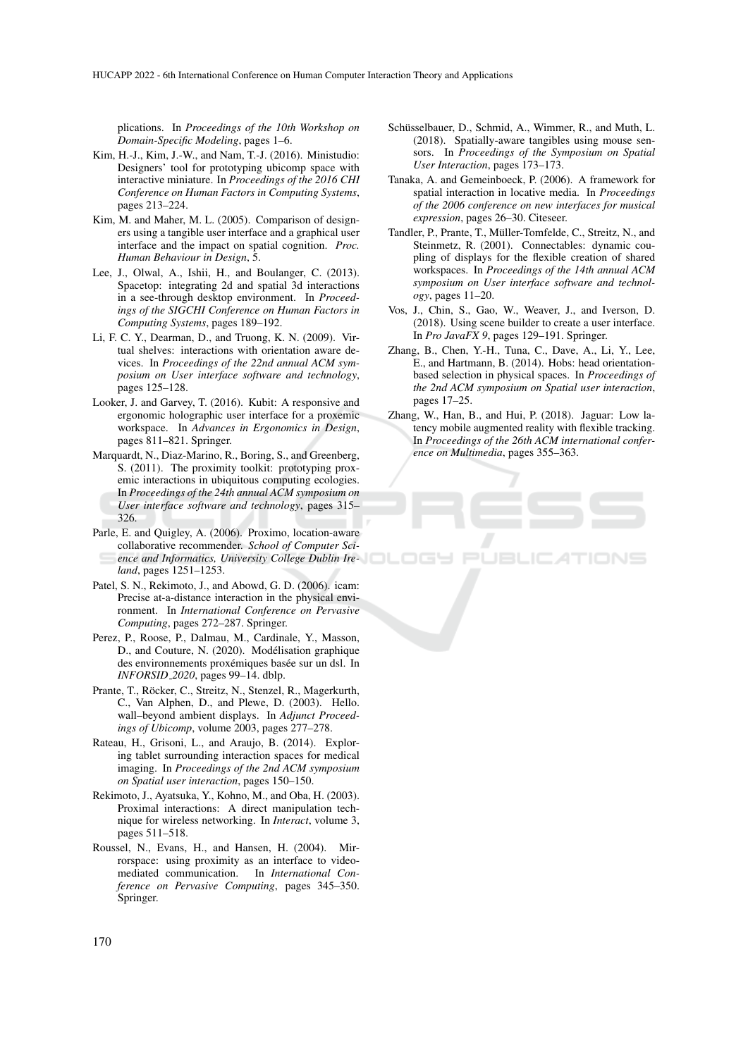plications. In *Proceedings of the 10th Workshop on Domain-Specific Modeling*, pages 1–6.

Kim, H.-J., Kim, J.-W., and Nam, T.-J. (2016). Ministudio: Designers' tool for prototyping ubicomp space with interactive miniature. In *Proceedings of the 2016 CHI Conference on Human Factors in Computing Systems*, pages 213–224.

Kim, M. and Maher, M. L. (2005). Comparison of designers using a tangible user interface and a graphical user interface and the impact on spatial cognition. *Proc. Human Behaviour in Design*, 5.

Lee, J., Olwal, A., Ishii, H., and Boulanger, C. (2013). Spacetop: integrating 2d and spatial 3d interactions in a see-through desktop environment. In *Proceedings of the SIGCHI Conference on Human Factors in Computing Systems*, pages 189–192.

Li, F. C. Y., Dearman, D., and Truong, K. N. (2009). Virtual shelves: interactions with orientation aware devices. In *Proceedings of the 22nd annual ACM symposium on User interface software and technology*, pages 125–128.

Looker, J. and Garvey, T. (2016). Kubit: A responsive and ergonomic holographic user interface for a proxemic workspace. In *Advances in Ergonomics in Design*, pages 811–821. Springer.

Marquardt, N., Diaz-Marino, R., Boring, S., and Greenberg, S. (2011). The proximity toolkit: prototyping proxemic interactions in ubiquitous computing ecologies. In *Proceedings of the 24th annual ACM symposium on User interface software and technology*, pages 315–326.

Parle, E. and Quigley, A. (2006). Proximo, location-aware collaborative recommender. *School of Computer Science and Informatics, University College Dublin Ireland*, pages 1251–1253.

Patel, S. N., Rekimoto, J., and Abowd, G. D. (2006). icam: Precise at-a-distance interaction in the physical environment. In *International Conference on Pervasive Computing*, pages 272–287. Springer.

Perez, P., Roose, P., Dalmau, M., Cardinale, Y., Masson, D., and Couture, N. (2020). Modélisation graphique des environnements proxémiques basée sur un dsl. In *INFORSID_2020*, pages 99–14. dblp.

Prante, T., Röcker, C., Streitz, N., Stenzel, R., Magerkurth, C., Van Alphen, D., and Plewe, D. (2003). Hello. wall–beyond ambient displays. In *Adjunct Proceedings of Ubicomp*, volume 2003, pages 277–278.

Rateau, H., Grisoni, L., and Araujo, B. (2014). Exploring tablet surrounding interaction spaces for medical imaging. In *Proceedings of the 2nd ACM symposium on Spatial user interaction*, pages 150–150.

Rekimoto, J., Ayatsuka, Y., Kohno, M., and Oba, H. (2003). Proximal interactions: A direct manipulation technique for wireless networking. In *Interact*, volume 3, pages 511–518.

Roussel, N., Evans, H., and Hansen, H. (2004). Mirrorspace: using proximity as an interface to video-mediated communication. In *International Conference on Pervasive Computing*, pages 345–350. Springer.

Schüsselbauer, D., Schmid, A., Wimmer, R., and Muth, L. (2018). Spatially-aware tangibles using mouse sensors. In *Proceedings of the Symposium on Spatial User Interaction*, pages 173–173.

Tanaka, A. and Gemeinboeck, P. (2006). A framework for spatial interaction in locative media. In *Proceedings of the 2006 conference on new interfaces for musical expression*, pages 26–30. Citeseer.

Tandler, P., Prante, T., Müller-Tomfelde, C., Streitz, N., and Steinmetz, R. (2001). Connectables: dynamic coupling of displays for the flexible creation of shared workspaces. In *Proceedings of the 14th annual ACM symposium on User interface software and technology*, pages 11–20.

Vos, J., Chin, S., Gao, W., Weaver, J., and Iverson, D. (2018). Using scene builder to create a user interface. In *Pro JavaFX 9*, pages 129–191. Springer.

Zhang, B., Chen, Y.-H., Tuna, C., Dave, A., Li, Y., Lee, E., and Hartmann, B. (2014). Hobs: head orientation-based selection in physical spaces. In *Proceedings of the 2nd ACM symposium on Spatial user interaction*, pages 17–25.

Zhang, W., Han, B., and Hui, P. (2018). Jaguar: Low latency mobile augmented reality with flexible tracking. In *Proceedings of the 26th ACM international conference on Multimedia*, pages 355–363.